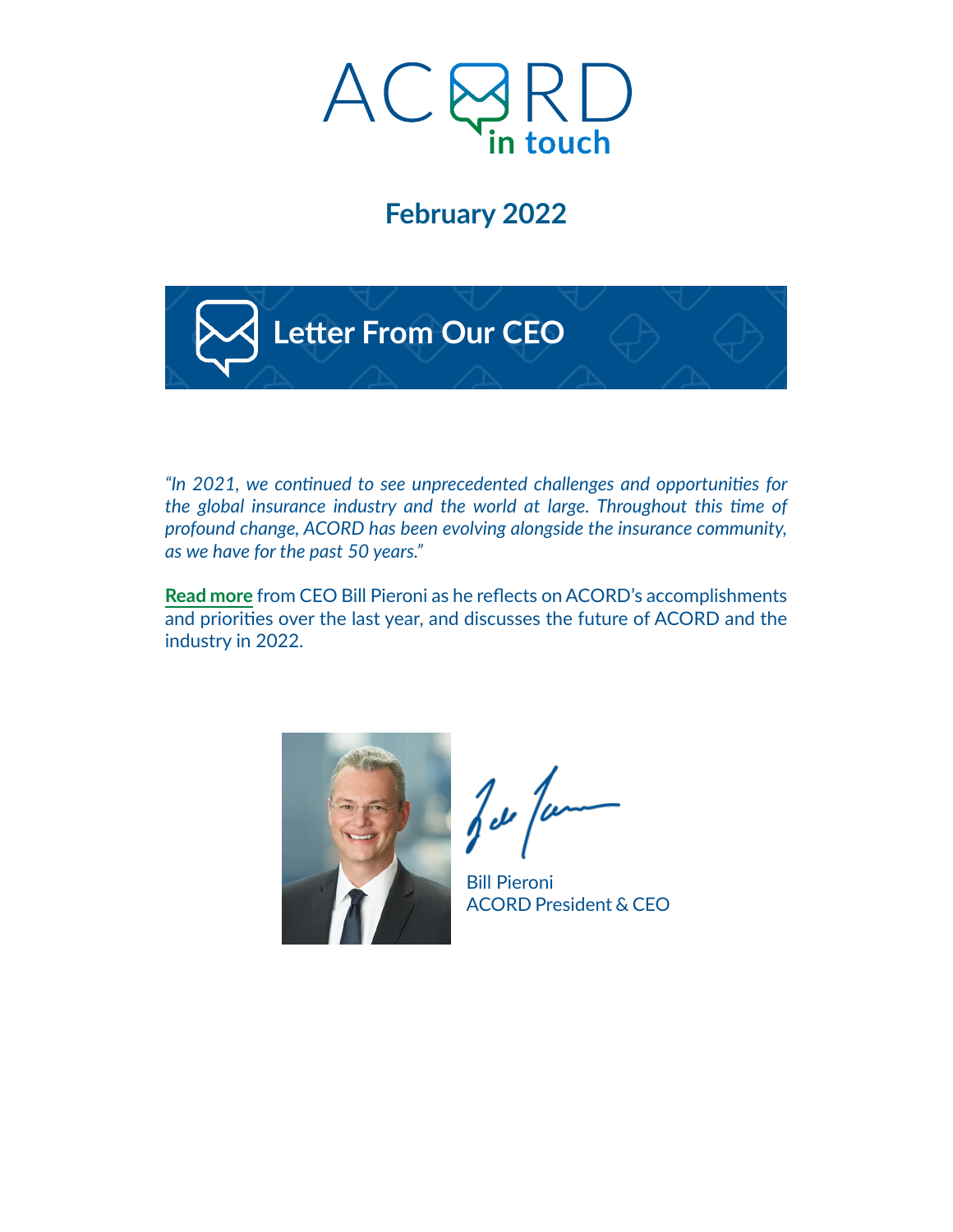# ACORD in touch

## February 2022

## Letter From Our CEO

*"In 2021, we continued to see unprecedented challenges and opportunities for the global insurance industry and the world at large. Throughout this time of profound change, ACORD has been evolving alongside the insurance community, as we have for the past 50 years."*

**Read more** from CEO Bill Pieroni as he reflects on ACORD's accomplishments and priorities over the last year, and discusses the future of ACORD and the industry in 2022.

Bill Pieroni
ACORD President & CEO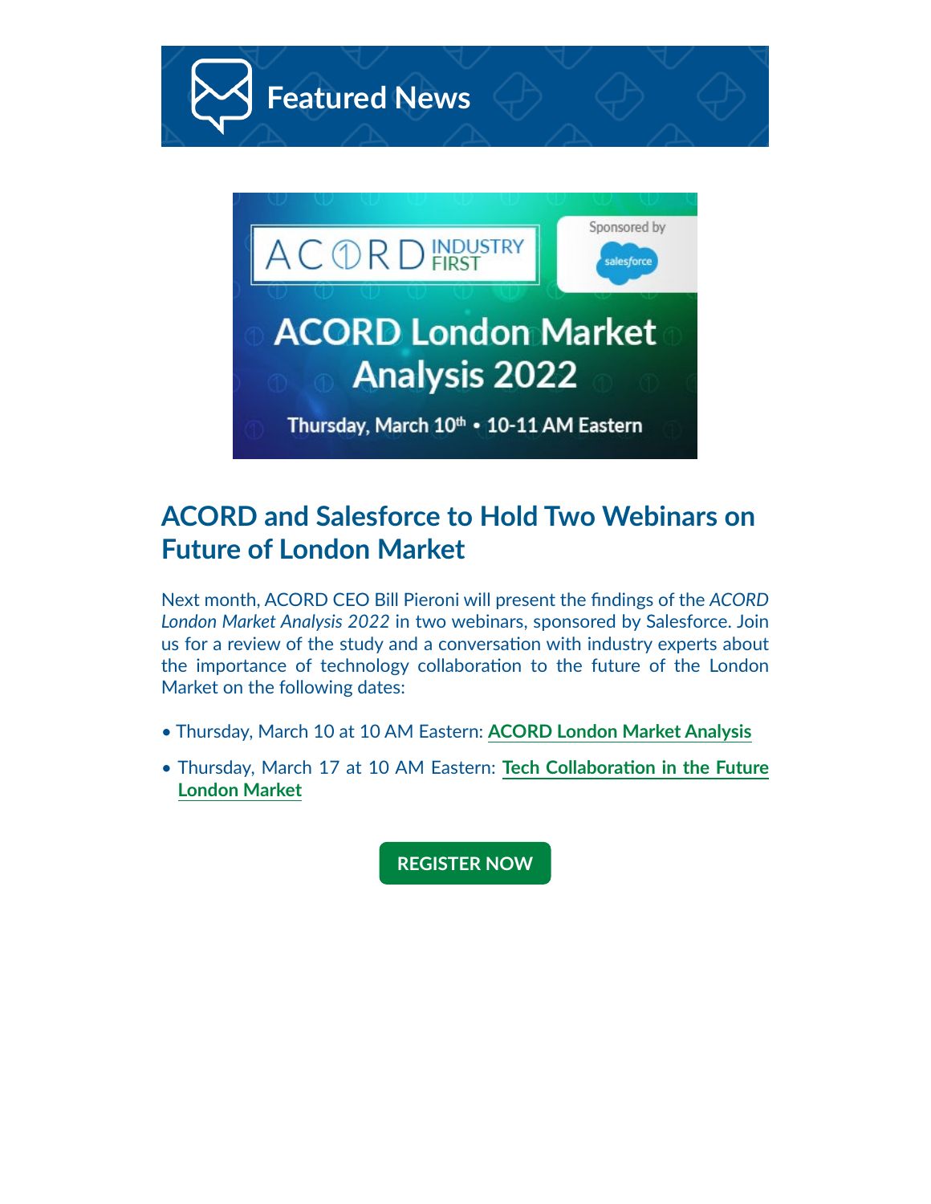# Featured News

ACORD INDUSTRY FIRST

Sponsored by salesforce

ACORD London Market Analysis 2022

Thursday, March 10th • 10-11 AM Eastern

## ACORD and Salesforce to Hold Two Webinars on Future of London Market

Next month, ACORD CEO Bill Pieroni will present the findings of the *ACORD London Market Analysis 2022* in two webinars, sponsored by Salesforce. Join us for a review of the study and a conversation with industry experts about the importance of technology collaboration to the future of the London Market on the following dates:

- Thursday, March 10 at 10 AM Eastern: **ACORD London Market Analysis**
- Thursday, March 17 at 10 AM Eastern: **Tech Collaboration in the Future London Market**

**REGISTER NOW**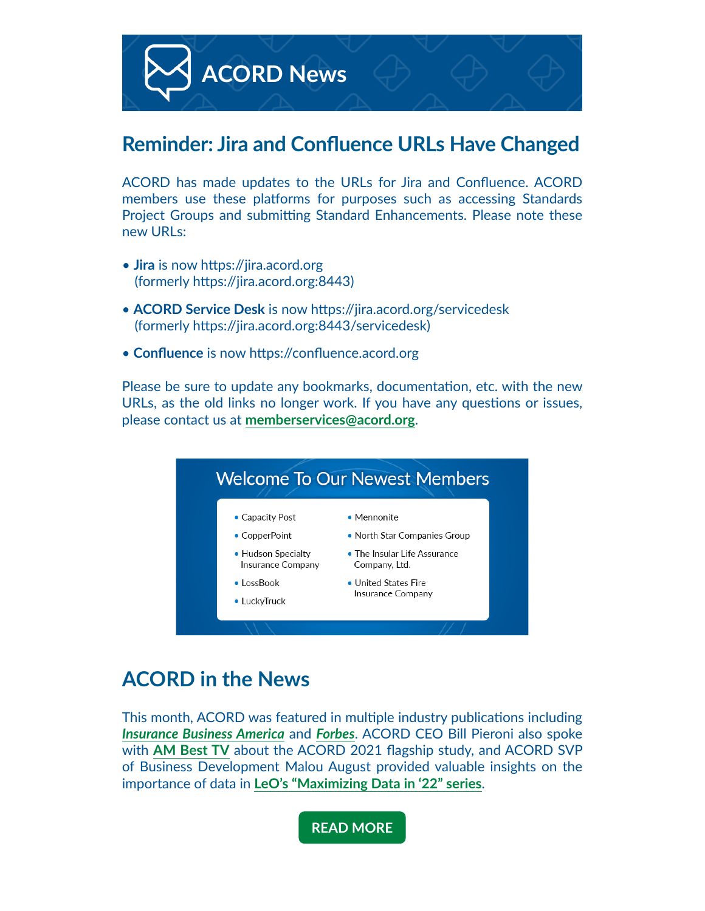# ACORD News

## Reminder: Jira and Confluence URLs Have Changed

ACORD has made updates to the URLs for Jira and Confluence. ACORD members use these platforms for purposes such as accessing Standards Project Groups and submitting Standard Enhancements. Please note these new URLs:

- **Jira** is now https://jira.acord.org (formerly https://jira.acord.org:8443)
- **ACORD Service Desk** is now https://jira.acord.org/servicedesk (formerly https://jira.acord.org:8443/servicedesk)
- **Confluence** is now https://confluence.acord.org

Please be sure to update any bookmarks, documentation, etc. with the new URLs, as the old links no longer work. If you have any questions or issues, please contact us at **memberservices@acord.org**.

## Welcome To Our Newest Members

- Capacity Post
- CopperPoint
- Hudson Specialty Insurance Company
- LossBook
- LuckyTruck
- Mennonite
- North Star Companies Group
- The Insular Life Assurance Company, Ltd.
- United States Fire Insurance Company

## ACORD in the News

This month, ACORD was featured in multiple industry publications including ***Insurance Business America*** and ***Forbes***. ACORD CEO Bill Pieroni also spoke with **AM Best TV** about the ACORD 2021 flagship study, and ACORD SVP of Business Development Malou August provided valuable insights on the importance of data in **LeO's "Maximizing Data in '22" series**.

**READ MORE**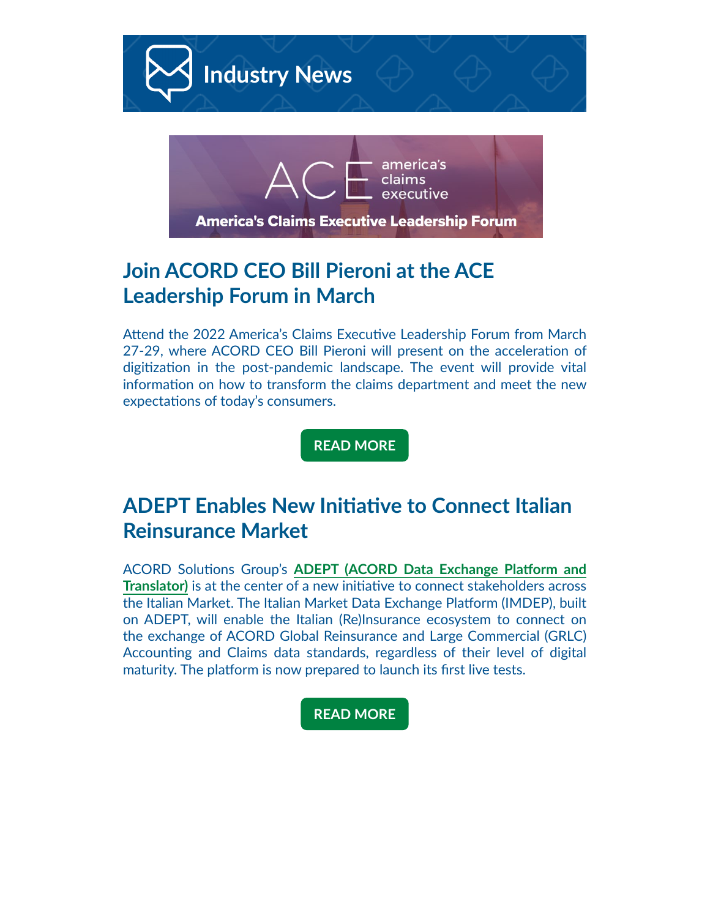# Industry News

America's Claims Executive Leadership Forum

## Join ACORD CEO Bill Pieroni at the ACE Leadership Forum in March

Attend the 2022 America's Claims Executive Leadership Forum from March 27-29, where ACORD CEO Bill Pieroni will present on the acceleration of digitization in the post-pandemic landscape. The event will provide vital information on how to transform the claims department and meet the new expectations of today's consumers.

**READ MORE**

## ADEPT Enables New Initiative to Connect Italian Reinsurance Market

ACORD Solutions Group's **ADEPT (ACORD Data Exchange Platform and Translator)** is at the center of a new initiative to connect stakeholders across the Italian Market. The Italian Market Data Exchange Platform (IMDEP), built on ADEPT, will enable the Italian (Re)Insurance ecosystem to connect on the exchange of ACORD Global Reinsurance and Large Commercial (GRLC) Accounting and Claims data standards, regardless of their level of digital maturity. The platform is now prepared to launch its first live tests.

**READ MORE**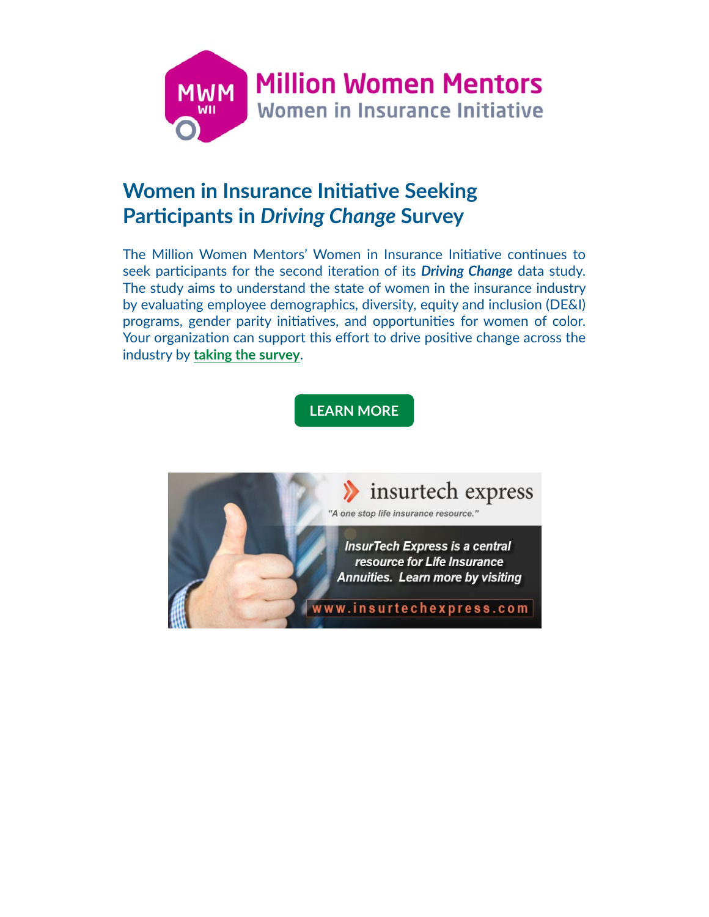Million Women Mentors
Women in Insurance Initiative

## Women in Insurance Initiative Seeking Participants in *Driving Change* Survey

The Million Women Mentors' Women in Insurance Initiative continues to seek participants for the second iteration of its ***Driving Change*** data study. The study aims to understand the state of women in the insurance industry by evaluating employee demographics, diversity, equity and inclusion (DE&I) programs, gender parity initiatives, and opportunities for women of color. Your organization can support this effort to drive positive change across the industry by **taking the survey**.

**LEARN MORE**

insurtech express
*"A one stop life insurance resource."*

*InsurTech Express is a central resource for Life Insurance Annuities. Learn more by visiting*

www.insurtechexpress.com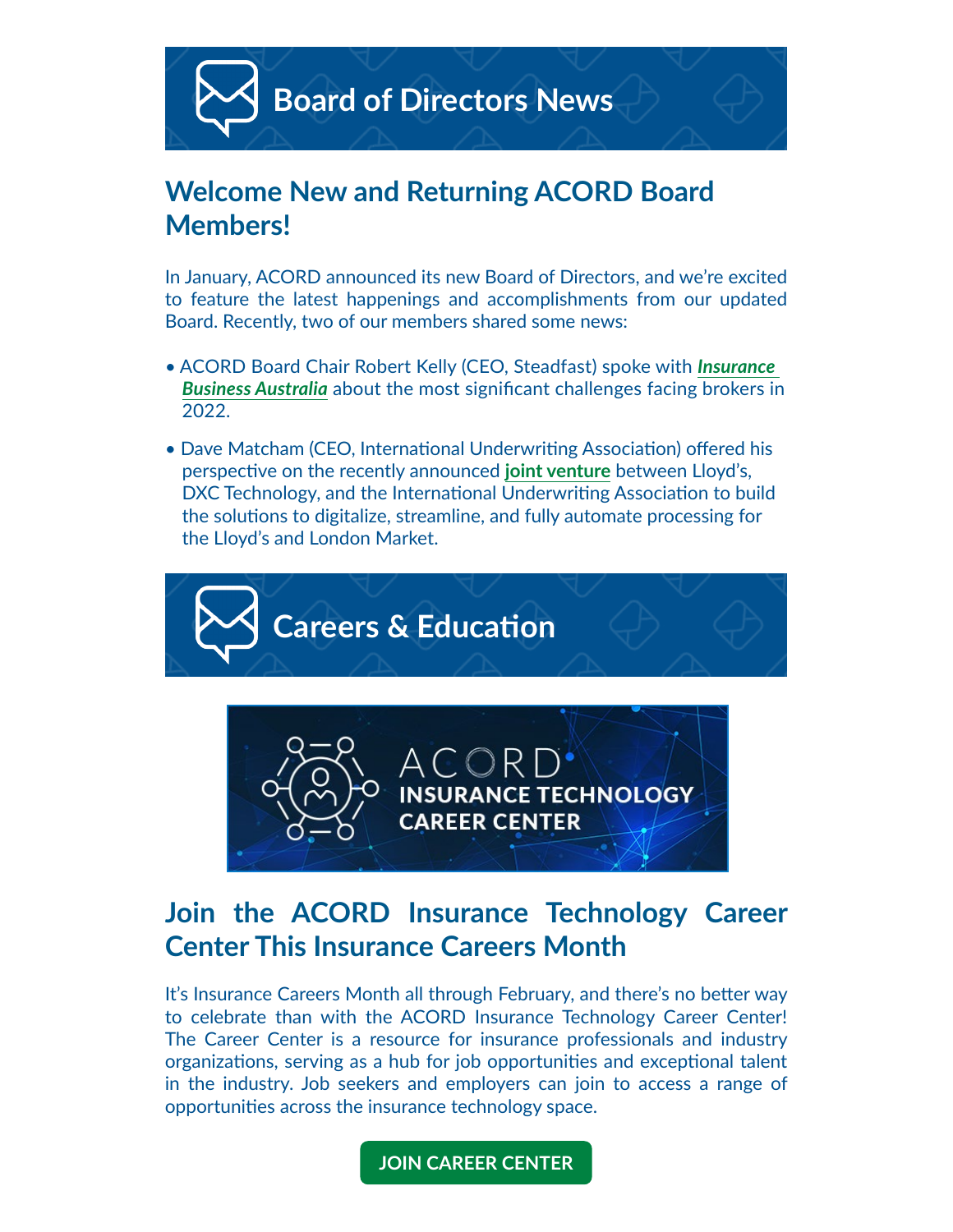# Board of Directors News

## Welcome New and Returning ACORD Board Members!

In January, ACORD announced its new Board of Directors, and we're excited to feature the latest happenings and accomplishments from our updated Board. Recently, two of our members shared some news:

- ACORD Board Chair Robert Kelly (CEO, Steadfast) spoke with ***Insurance Business Australia*** about the most significant challenges facing brokers in 2022.
- Dave Matcham (CEO, International Underwriting Association) offered his perspective on the recently announced **joint venture** between Lloyd's, DXC Technology, and the International Underwriting Association to build the solutions to digitalize, streamline, and fully automate processing for the Lloyd's and London Market.

# Careers & Education

ACORD INSURANCE TECHNOLOGY CAREER CENTER

## Join the ACORD Insurance Technology Career Center This Insurance Careers Month

It's Insurance Careers Month all through February, and there's no better way to celebrate than with the ACORD Insurance Technology Career Center! The Career Center is a resource for insurance professionals and industry organizations, serving as a hub for job opportunities and exceptional talent in the industry. Job seekers and employers can join to access a range of opportunities across the insurance technology space.

**JOIN CAREER CENTER**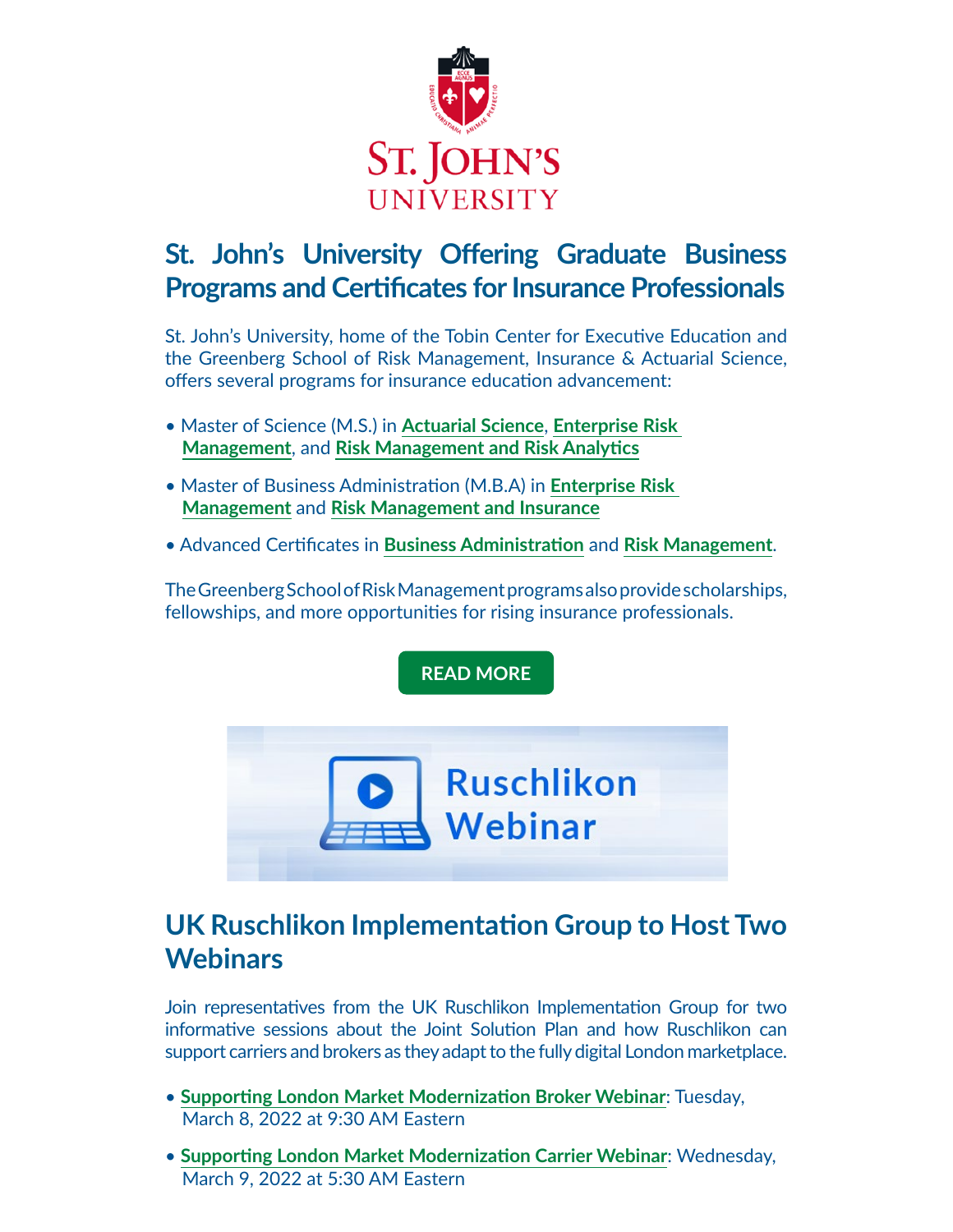## St. John's University Offering Graduate Business Programs and Certificates for Insurance Professionals

St. John's University, home of the Tobin Center for Executive Education and the Greenberg School of Risk Management, Insurance & Actuarial Science, offers several programs for insurance education advancement:

- Master of Science (M.S.) in **Actuarial Science**, **Enterprise Risk Management**, and **Risk Management and Risk Analytics**
- Master of Business Administration (M.B.A) in **Enterprise Risk Management** and **Risk Management and Insurance**
- Advanced Certificates in **Business Administration** and **Risk Management**.

The Greenberg School of Risk Management programs also provide scholarships, fellowships, and more opportunities for rising insurance professionals.

**READ MORE**

## UK Ruschlikon Implementation Group to Host Two Webinars

Join representatives from the UK Ruschlikon Implementation Group for two informative sessions about the Joint Solution Plan and how Ruschlikon can support carriers and brokers as they adapt to the fully digital London marketplace.

- **Supporting London Market Modernization Broker Webinar**: Tuesday, March 8, 2022 at 9:30 AM Eastern
- **Supporting London Market Modernization Carrier Webinar**: Wednesday, March 9, 2022 at 5:30 AM Eastern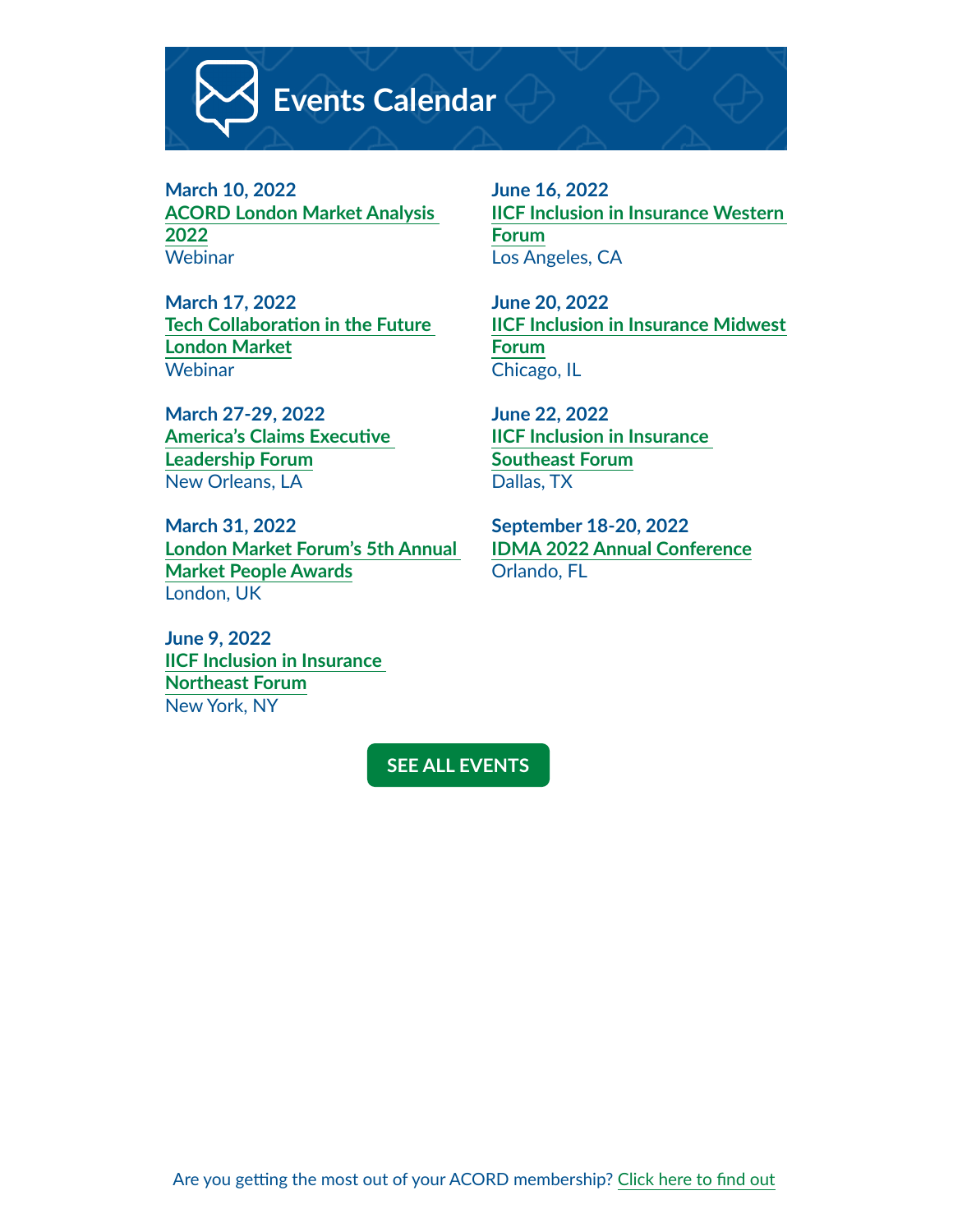# Events Calendar

**March 10, 2022**
**ACORD London Market Analysis 2022**
Webinar

**March 17, 2022**
**Tech Collaboration in the Future London Market**
Webinar

**March 27-29, 2022**
**America's Claims Executive Leadership Forum**
New Orleans, LA

**March 31, 2022**
**London Market Forum's 5th Annual Market People Awards**
London, UK

**June 9, 2022**
**IICF Inclusion in Insurance Northeast Forum**
New York, NY

**June 16, 2022**
**IICF Inclusion in Insurance Western Forum**
Los Angeles, CA

**June 20, 2022**
**IICF Inclusion in Insurance Midwest Forum**
Chicago, IL

**June 22, 2022**
**IICF Inclusion in Insurance Southeast Forum**
Dallas, TX

**September 18-20, 2022**
**IDMA 2022 Annual Conference**
Orlando, FL

**SEE ALL EVENTS**

Are you getting the most out of your ACORD membership? Click here to find out